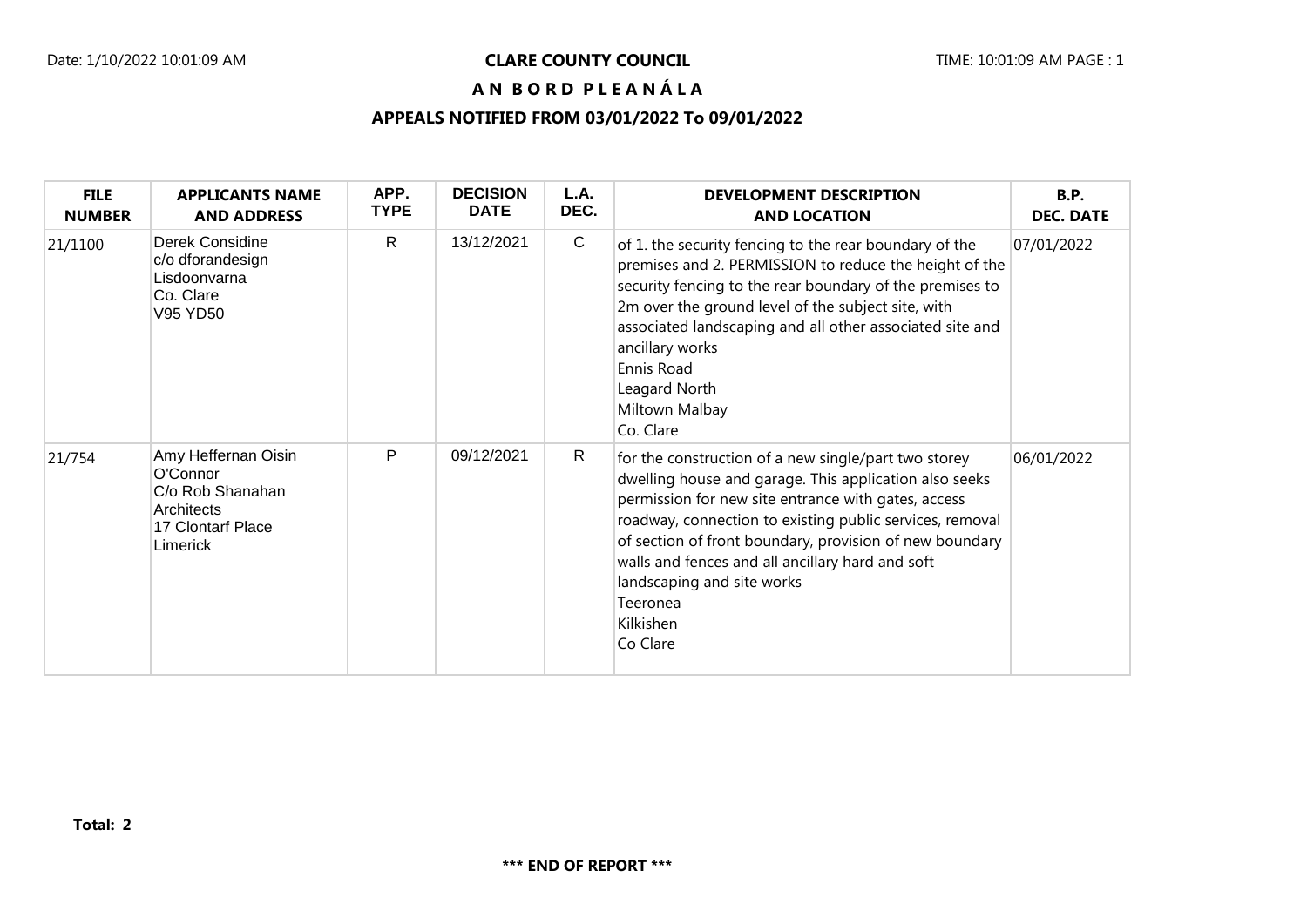# CLARE COUNTY COUNCIL

## A N B O R D P L E A N Á L A

### APPEALS NOTIFIED FROM 03/01/2022 To 09/01/2022

| FILE NUMBER | APPLICANTS NAME AND ADDRESS | APP. TYPE | DECISION DATE | L.A. DEC. | DEVELOPMENT DESCRIPTION AND LOCATION | B.P. DEC. DATE |
|---|---|---|---|---|---|---|
| 21/1100 | Derek Considine<br>c/o dforandesign<br>Lisdoonvarna<br>Co. Clare<br>V95 YD50 | R | 13/12/2021 | C | of 1. the security fencing to the rear boundary of the premises and 2. PERMISSION to reduce the height of the security fencing to the rear boundary of the premises to 2m over the ground level of the subject site, with associated landscaping and all other associated site and ancillary works<br>Ennis Road<br>Leagard North<br>Miltown Malbay<br>Co. Clare | 07/01/2022 |
| 21/754 | Amy Heffernan Oisin O'Connor<br>C/o Rob Shanahan Architects<br>17 Clontarf Place<br>Limerick | P | 09/12/2021 | R | for the construction of a new single/part two storey dwelling house and garage. This application also seeks permission for new site entrance with gates, access roadway, connection to existing public services, removal of section of front boundary, provision of new boundary walls and fences and all ancillary hard and soft landscaping and site works<br>Teeronea<br>Kilkishen<br>Co Clare | 06/01/2022 |

**Total: 2**

**\*\*\* END OF REPORT \*\*\***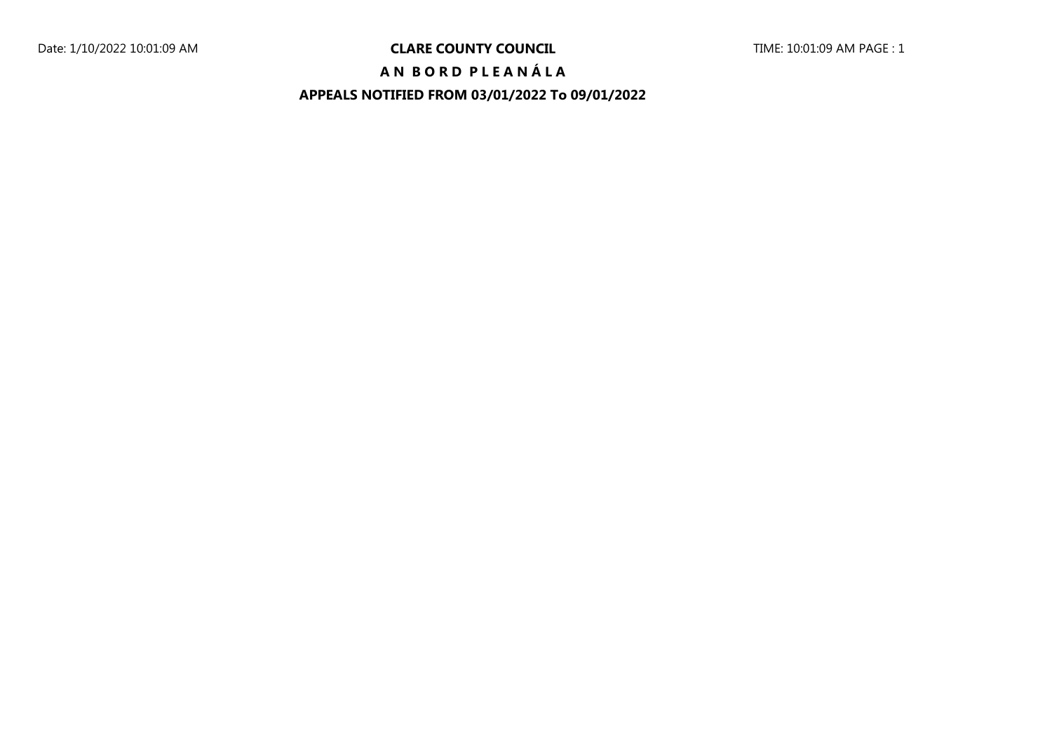**CLARE COUNTY COUNCIL**

**A N B O R D P L E A N Á L A**

**APPEALS NOTIFIED FROM 03/01/2022 To 09/01/2022**